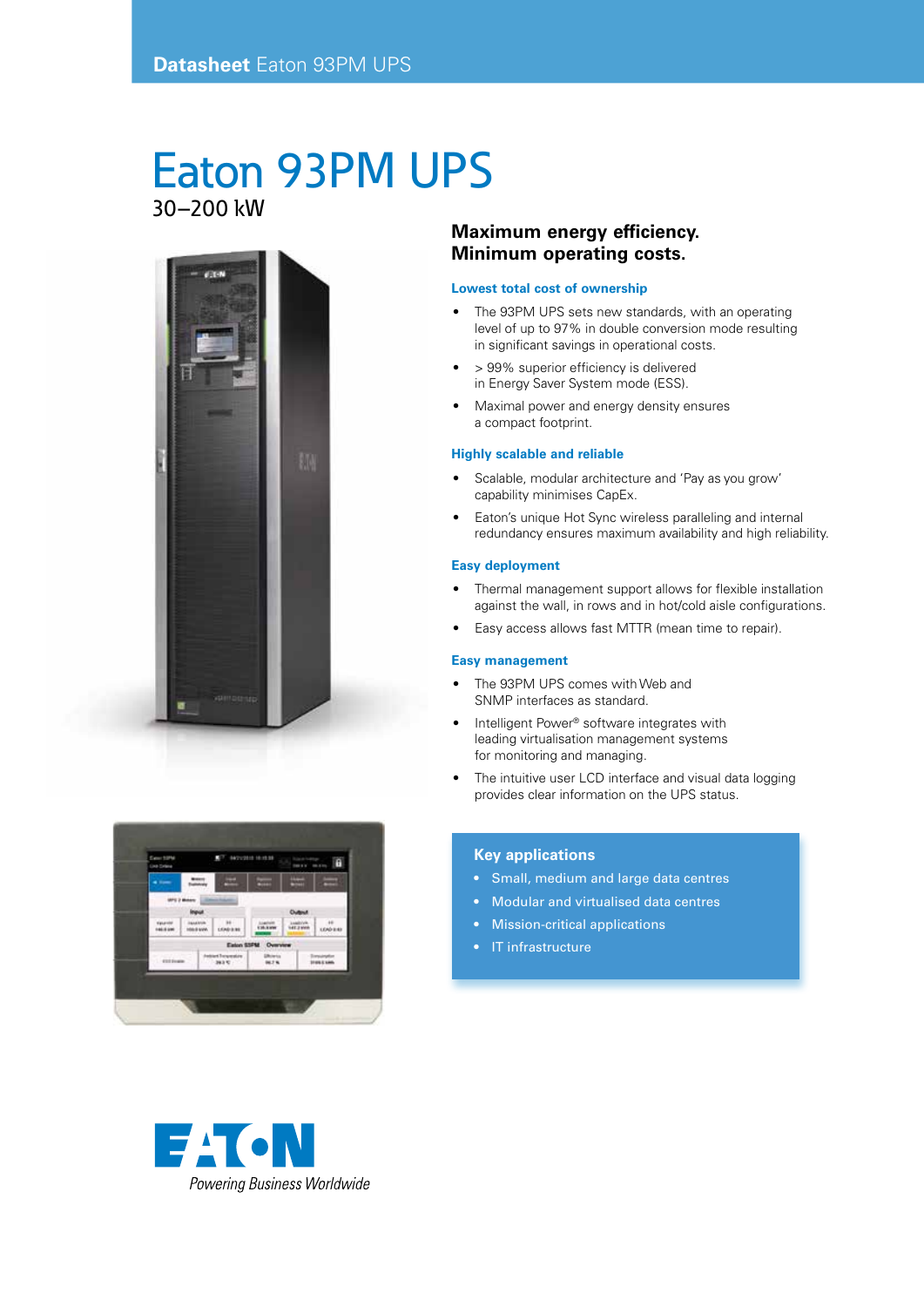# Eaton 93PM UPS

30–200 kW

## Maximum energy efficiency. Minimum operating costs.

### Lowest total cost of ownership

- The 93PM UPS sets new standards, with an operating level of up to 97% in double conversion mode resulting in significant savings in operational costs.
- > 99% superior efficiency is delivered in Energy Saver System mode (ESS).
- Maximal power and energy density ensures a compact footprint.

### Highly scalable and reliable

- Scalable, modular architecture and 'Pay as you grow' capability minimises CapEx.
- Eaton's unique Hot Sync wireless paralleling and internal redundancy ensures maximum availability and high reliability.

### Easy deployment

- Thermal management support allows for flexible installation against the wall, in rows and in hot/cold aisle configurations.
- Easy access allows fast MTTR (mean time to repair).

### Easy management

- The 93PM UPS comes with Web and SNMP interfaces as standard.
- Intelligent Power® software integrates with leading virtualisation management systems for monitoring and managing.
- The intuitive user LCD interface and visual data logging provides clear information on the UPS status.

### Key applications

- Small, medium and large data centres
- Modular and virtualised data centres
- Mission-critical applications
- IT infrastructure

EATON

*Powering Business Worldwide*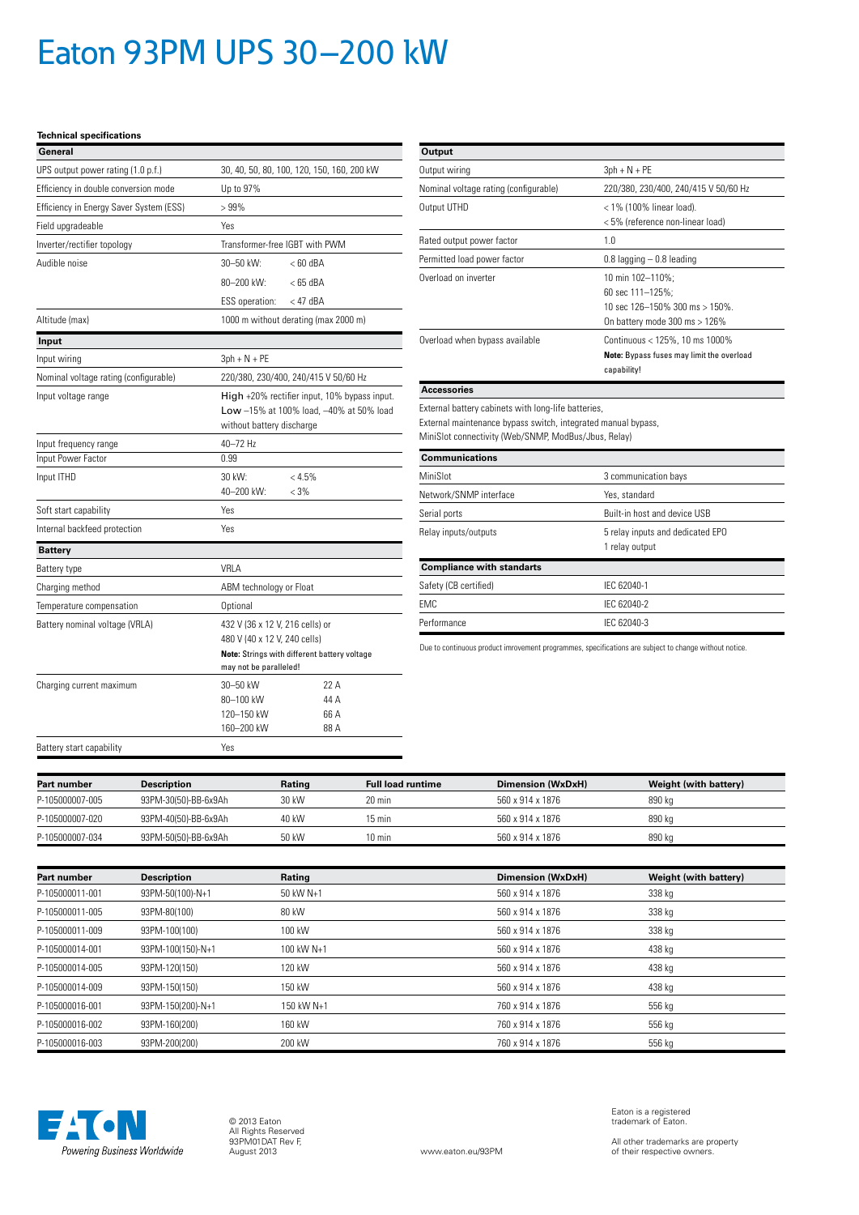# Eaton 93PM UPS 30–200 kW

**Technical specifications**

| General | |
|---|---|
| UPS output power rating (1.0 p.f.) | 30, 40, 50, 80, 100, 120, 150, 160, 200 kW |
| Efficiency in double conversion mode | Up to 97% |
| Efficiency in Energy Saver System (ESS) | > 99% |
| Field upgradeable | Yes |
| Inverter/rectifier topology | Transformer-free IGBT with PWM |
| Audible noise | 30–50 kW: < 60 dBA<br>80–200 kW: < 65 dBA<br>ESS operation: < 47 dBA |
| Altitude (max) | 1000 m without derating (max 2000 m) |

| Input | |
|---|---|
| Input wiring | 3ph + N + PE |
| Nominal voltage rating (configurable) | 220/380, 230/400, 240/415 V 50/60 Hz |
| Input voltage range | High +20% rectifier input, 10% bypass input.<br>Low –15% at 100% load, –40% at 50% load without battery discharge |
| Input frequency range | 40–72 Hz |
| Input Power Factor | 0.99 |
| Input ITHD | 30 kW: < 4.5%<br>40–200 kW: < 3% |
| Soft start capability | Yes |
| Internal backfeed protection | Yes |

| Battery | |
|---|---|
| Battery type | VRLA |
| Charging method | ABM technology or Float |
| Temperature compensation | Optional |
| Battery nominal voltage (VRLA) | 432 V (36 x 12 V, 216 cells) or<br>480 V (40 x 12 V, 240 cells)<br>**Note:** Strings with different battery voltage may not be paralleled! |
| Charging current maximum | 30–50 kW: 22 A<br>80–100 kW: 44 A<br>120–150 kW: 66 A<br>160–200 kW: 88 A |
| Battery start capability | Yes |

| Output | |
|---|---|
| Output wiring | 3ph + N + PE |
| Nominal voltage rating (configurable) | 220/380, 230/400, 240/415 V 50/60 Hz |
| Output UTHD | < 1% (100% linear load).<br>< 5% (reference non-linear load) |
| Rated output power factor | 1.0 |
| Permitted load power factor | 0.8 lagging – 0.8 leading |
| Overload on inverter | 10 min 102–110%;<br>60 sec 111–125%;<br>10 sec 126–150% 300 ms > 150%.<br>On battery mode 300 ms > 126% |
| Overload when bypass available | Continuous < 125%, 10 ms 1000%<br>**Note:** Bypass fuses may limit the overload capability! |

**Accessories**

External battery cabinets with long-life batteries,
External maintenance bypass switch, integrated manual bypass,
MiniSlot connectivity (Web/SNMP, ModBus/Jbus, Relay)

| Communications | |
|---|---|
| MiniSlot | 3 communication bays |
| Network/SNMP interface | Yes, standard |
| Serial ports | Built-in host and device USB |
| Relay inputs/outputs | 5 relay inputs and dedicated EPO<br>1 relay output |

| Compliance with standards | |
|---|---|
| Safety (CB certified) | IEC 62040-1 |
| EMC | IEC 62040-2 |
| Performance | IEC 62040-3 |

Due to continuous product imrovement programmes, specifications are subject to change without notice.

| Part number | Description | Rating | Full load runtime | Dimension (WxDxH) | Weight (with battery) |
|---|---|---|---|---|---|
| P-105000007-005 | 93PM-30(50)-BB-6x9Ah | 30 kW | 20 min | 560 x 914 x 1876 | 890 kg |
| P-105000007-020 | 93PM-40(50)-BB-6x9Ah | 40 kW | 15 min | 560 x 914 x 1876 | 890 kg |
| P-105000007-034 | 93PM-50(50)-BB-6x9Ah | 50 kW | 10 min | 560 x 914 x 1876 | 890 kg |

| Part number | Description | Rating | Dimension (WxDxH) | Weight (with battery) |
|---|---|---|---|---|
| P-105000011-001 | 93PM-50(100)-N+1 | 50 kW N+1 | 560 x 914 x 1876 | 338 kg |
| P-105000011-005 | 93PM-80(100) | 80 kW | 560 x 914 x 1876 | 338 kg |
| P-105000011-009 | 93PM-100(100) | 100 kW | 560 x 914 x 1876 | 338 kg |
| P-105000014-001 | 93PM-100(150)-N+1 | 100 kW N+1 | 560 x 914 x 1876 | 438 kg |
| P-105000014-005 | 93PM-120(150) | 120 kW | 560 x 914 x 1876 | 438 kg |
| P-105000014-009 | 93PM-150(150) | 150 kW | 560 x 914 x 1876 | 438 kg |
| P-105000016-001 | 93PM-150(200)-N+1 | 150 kW N+1 | 760 x 914 x 1876 | 556 kg |
| P-105000016-002 | 93PM-160(200) | 160 kW | 760 x 914 x 1876 | 556 kg |
| P-105000016-003 | 93PM-200(200) | 200 kW | 760 x 914 x 1876 | 556 kg |

EATON
Powering Business Worldwide

© 2013 Eaton
All Rights Reserved
93PM01DAT Rev F,
August 2013

www.eaton.eu/93PM

Eaton is a registered trademark of Eaton.

All other trademarks are property of their respective owners.